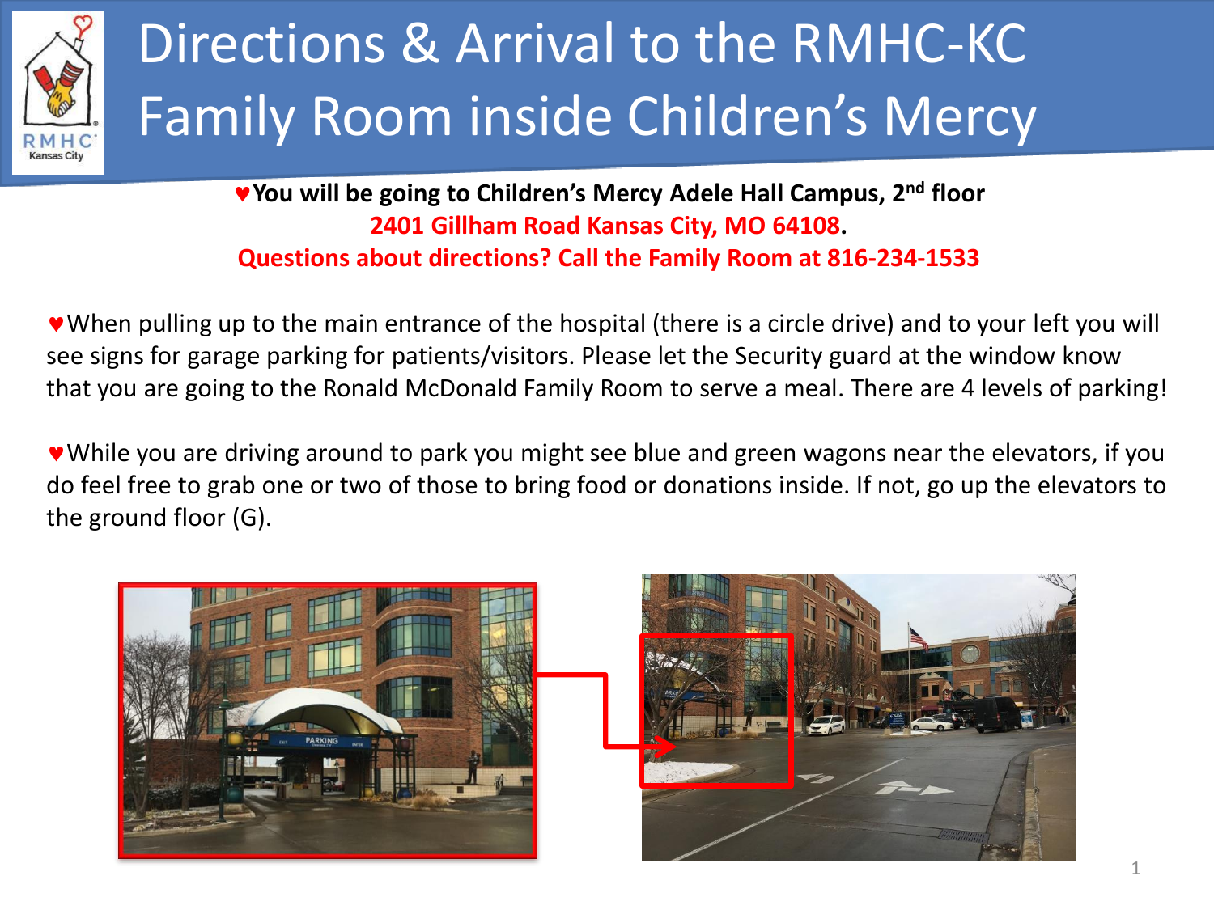# Directions & Arrival to the RMHC-KC Family Room inside Children's Mercy

**♥You will be going to Children's Mercy Adele Hall Campus, 2nd floor**
**2401 Gillham Road Kansas City, MO 64108.**
**Questions about directions? Call the Family Room at 816-234-1533**

♥When pulling up to the main entrance of the hospital (there is a circle drive) and to your left you will see signs for garage parking for patients/visitors. Please let the Security guard at the window know that you are going to the Ronald McDonald Family Room to serve a meal. There are 4 levels of parking!

♥While you are driving around to park you might see blue and green wagons near the elevators, if you do feel free to grab one or two of those to bring food or donations inside. If not, go up the elevators to the ground floor (G).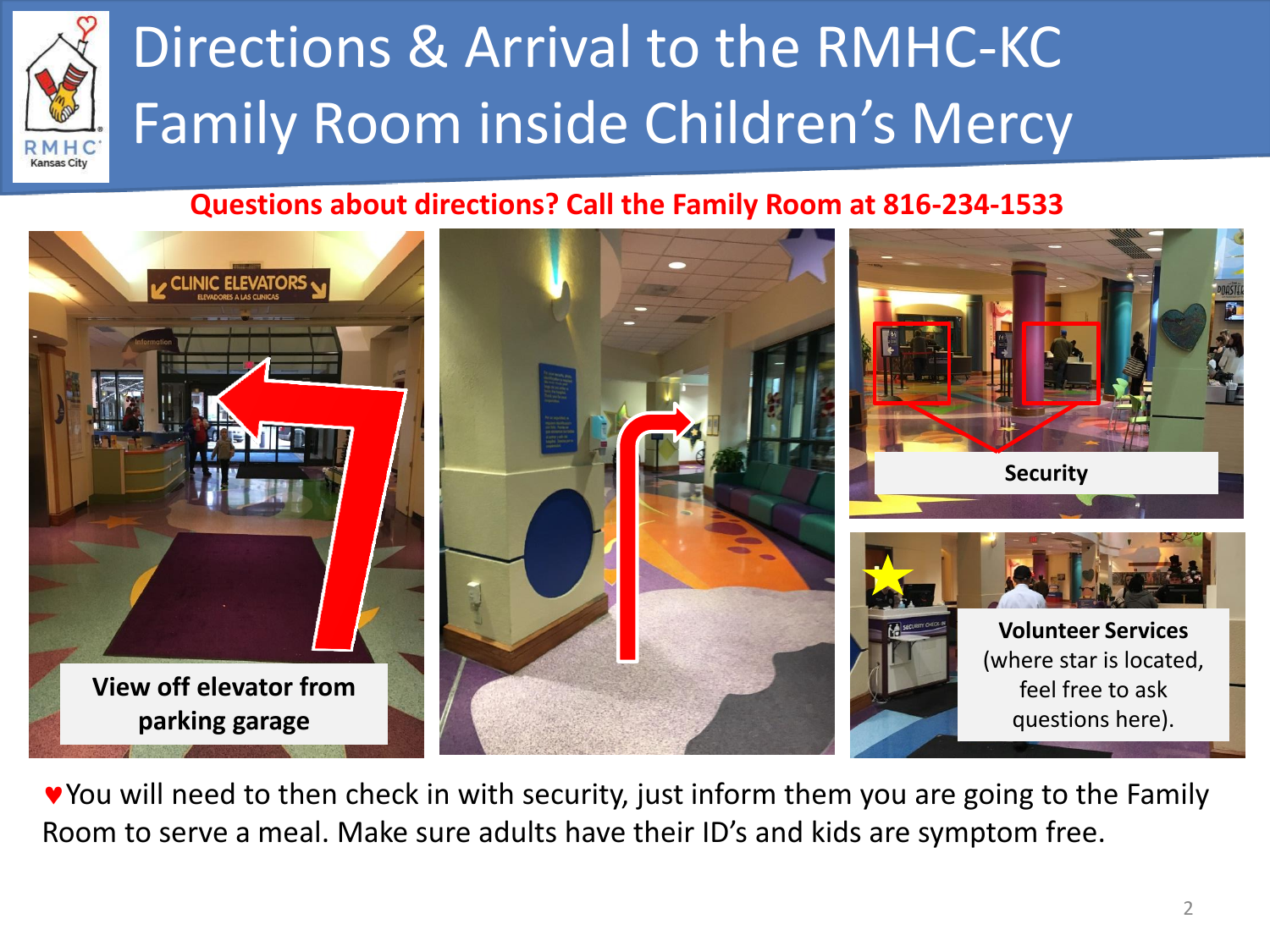# Directions & Arrival to the RMHC-KC Family Room inside Children's Mercy

**Questions about directions? Call the Family Room at 816-234-1533**

**View off elevator from parking garage**

**Security**

**Volunteer Services** (where star is located, feel free to ask questions here).

♥You will need to then check in with security, just inform them you are going to the Family Room to serve a meal. Make sure adults have their ID's and kids are symptom free.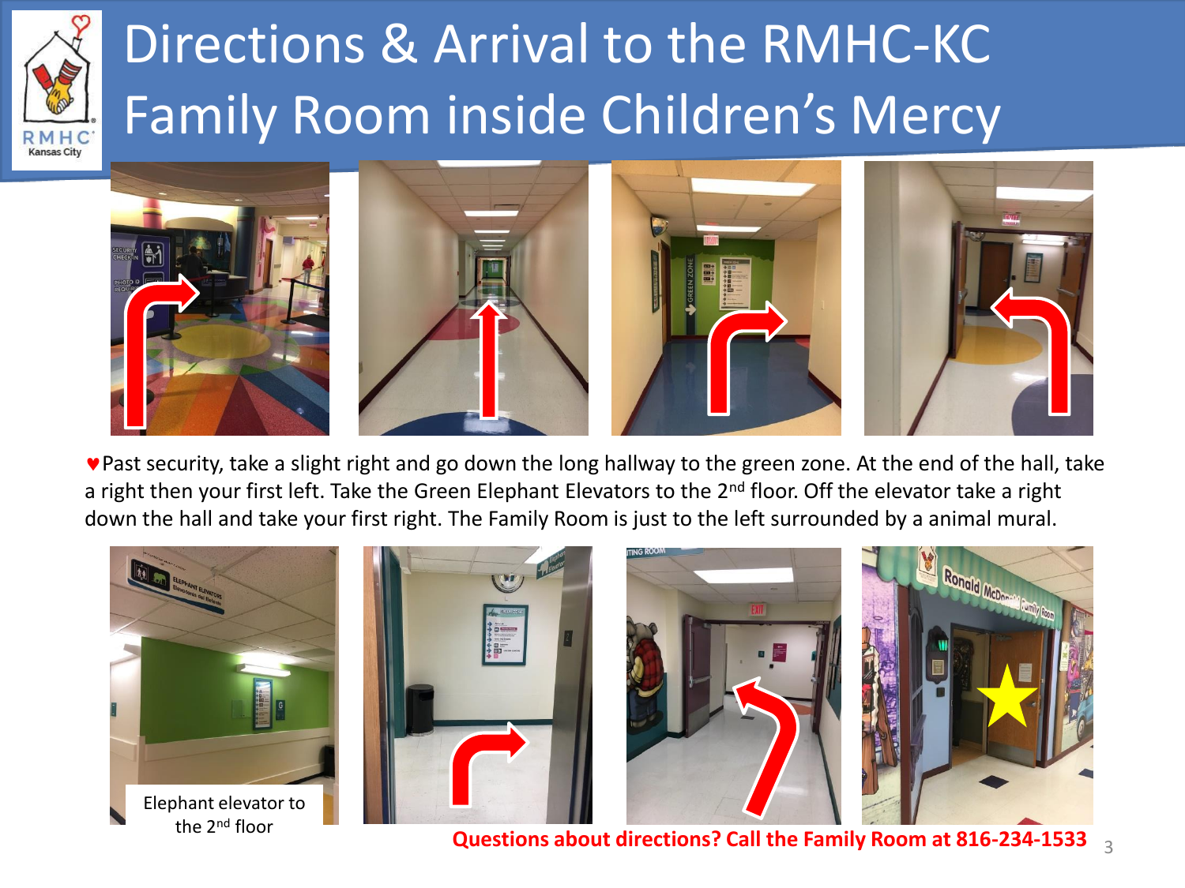# Directions & Arrival to the RMHC-KC Family Room inside Children's Mercy

♥Past security, take a slight right and go down the long hallway to the green zone. At the end of the hall, take a right then your first left. Take the Green Elephant Elevators to the 2nd floor. Off the elevator take a right down the hall and take your first right. The Family Room is just to the left surrounded by a animal mural.

Elephant elevator to the 2nd floor

**Questions about directions? Call the Family Room at 816-234-1533**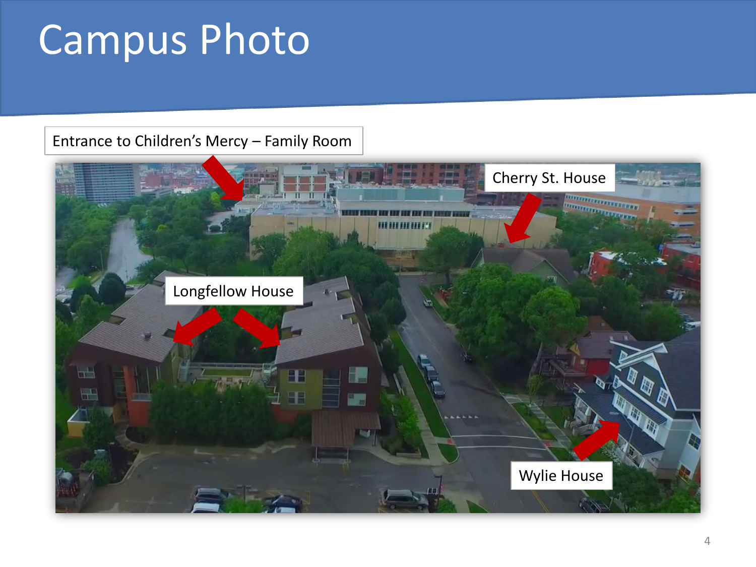# Campus Photo

Entrance to Children's Mercy – Family Room

Cherry St. House

Longfellow House

Wylie House